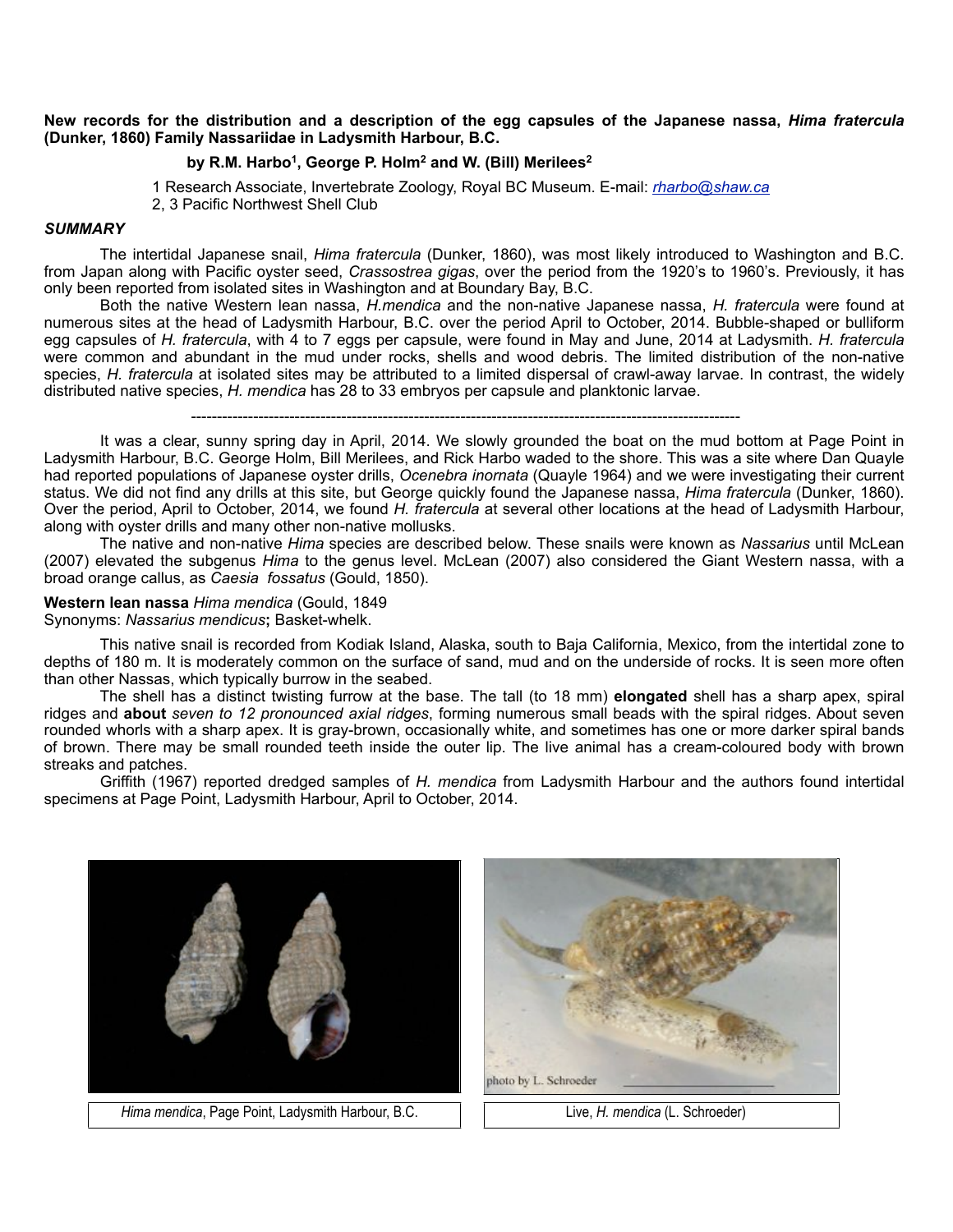**New records for the distribution and a description of the egg capsules of the Japanese nassa, *Hima fratercula* (Dunker, 1860) Family Nassariidae in Ladysmith Harbour, B.C.**

**by R.M. Harbo[1], George P. Holm[2] and W. (Bill) Merilees[2]**

1 Research Associate, Invertebrate Zoology, Royal BC Museum. E-mail: rharbo@shaw.ca
2, 3 Pacific Northwest Shell Club

***SUMMARY***

The intertidal Japanese snail, *Hima fratercula* (Dunker, 1860), was most likely introduced to Washington and B.C. from Japan along with Pacific oyster seed, *Crassostrea gigas*, over the period from the 1920's to 1960's. Previously, it has only been reported from isolated sites in Washington and at Boundary Bay, B.C.

Both the native Western lean nassa, *H.mendica* and the non-native Japanese nassa, *H. fratercula* were found at numerous sites at the head of Ladysmith Harbour, B.C. over the period April to October, 2014. Bubble-shaped or bulliform egg capsules of *H. fratercula*, with 4 to 7 eggs per capsule, were found in May and June, 2014 at Ladysmith. *H. fratercula* were common and abundant in the mud under rocks, shells and wood debris. The limited distribution of the non-native species, *H. fratercula* at isolated sites may be attributed to a limited dispersal of crawl-away larvae. In contrast, the widely distributed native species, *H. mendica* has 28 to 33 embryos per capsule and planktonic larvae.

---

It was a clear, sunny spring day in April, 2014. We slowly grounded the boat on the mud bottom at Page Point in Ladysmith Harbour, B.C. George Holm, Bill Merilees, and Rick Harbo waded to the shore. This was a site where Dan Quayle had reported populations of Japanese oyster drills, *Ocenebra inornata* (Quayle 1964) and we were investigating their current status. We did not find any drills at this site, but George quickly found the Japanese nassa, *Hima fratercula* (Dunker, 1860). Over the period, April to October, 2014, we found *H. fratercula* at several other locations at the head of Ladysmith Harbour, along with oyster drills and many other non-native mollusks.

The native and non-native *Hima* species are described below. These snails were known as *Nassarius* until McLean (2007) elevated the subgenus *Hima* to the genus level. McLean (2007) also considered the Giant Western nassa, with a broad orange callus, as *Caesia fossatus* (Gould, 1850).

**Western lean nassa** *Hima mendica* (Gould, 1849
Synonyms: *Nassarius mendicus***;** Basket-whelk.

This native snail is recorded from Kodiak Island, Alaska, south to Baja California, Mexico, from the intertidal zone to depths of 180 m. It is moderately common on the surface of sand, mud and on the underside of rocks. It is seen more often than other Nassas, which typically burrow in the seabed.

The shell has a distinct twisting furrow at the base. The tall (to 18 mm) **elongated** shell has a sharp apex, spiral ridges and **about** *seven to 12 pronounced axial ridges*, forming numerous small beads with the spiral ridges. About seven rounded whorls with a sharp apex. It is gray-brown, occasionally white, and sometimes has one or more darker spiral bands of brown. There may be small rounded teeth inside the outer lip. The live animal has a cream-coloured body with brown streaks and patches.

Griffith (1967) reported dredged samples of *H. mendica* from Ladysmith Harbour and the authors found intertidal specimens at Page Point, Ladysmith Harbour, April to October, 2014.

*Hima mendica*, Page Point, Ladysmith Harbour, B.C.

Live, *H. mendica* (L. Schroeder)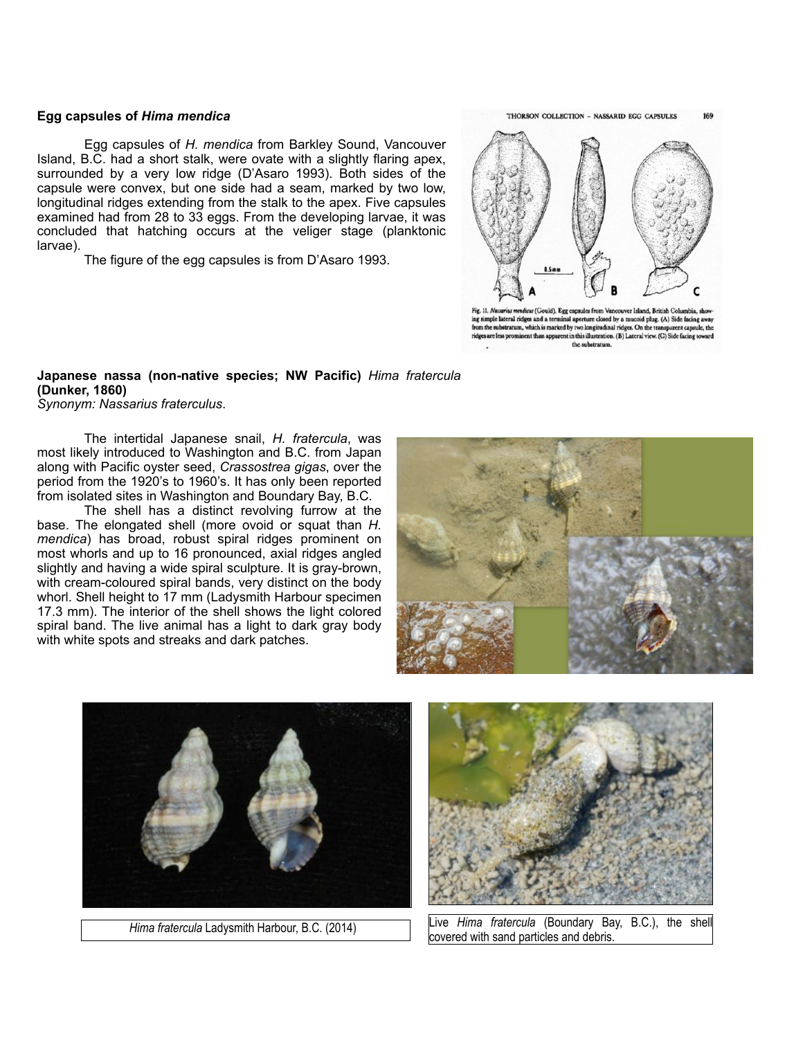### Egg capsules of *Hima mendica*

Egg capsules of *H. mendica* from Barkley Sound, Vancouver Island, B.C. had a short stalk, were ovate with a slightly flaring apex, surrounded by a very low ridge (D'Asaro 1993). Both sides of the capsule were convex, but one side had a seam, marked by two low, longitudinal ridges extending from the stalk to the apex. Five capsules examined had from 28 to 33 eggs. From the developing larvae, it was concluded that hatching occurs at the veliger stage (planktonic larvae).

The figure of the egg capsules is from D'Asaro 1993.

Fig. 11. *Nassarius mendicus* (Gould). Egg capsules from Vancouver Island, British Columbia, showing simple lateral ridges and a terminal aperture closed by a mucoid plug. (A) Side facing away from the substratum, which is marked by two longitudinal ridges. On the transparent capsule, the ridges are less prominent than apparent in this illustration. (B) Lateral view. (C) Side facing toward the substratum.

### Japanese nassa (non-native species; NW Pacific) *Hima fratercula* (Dunker, 1860)

*Synonym: Nassarius fraterculus*.

The intertidal Japanese snail, *H. fratercula*, was most likely introduced to Washington and B.C. from Japan along with Pacific oyster seed, *Crassostrea gigas*, over the period from the 1920's to 1960's. It has only been reported from isolated sites in Washington and Boundary Bay, B.C.

The shell has a distinct revolving furrow at the base. The elongated shell (more ovoid or squat than *H. mendica*) has broad, robust spiral ridges prominent on most whorls and up to 16 pronounced, axial ridges angled slightly and having a wide spiral sculpture. It is gray-brown, with cream-coloured spiral bands, very distinct on the body whorl. Shell height to 17 mm (Ladysmith Harbour specimen 17.3 mm). The interior of the shell shows the light colored spiral band. The live animal has a light to dark gray body with white spots and streaks and dark patches.

*Hima fratercula* Ladysmith Harbour, B.C. (2014)

Live *Hima fratercula* (Boundary Bay, B.C.), the shell covered with sand particles and debris.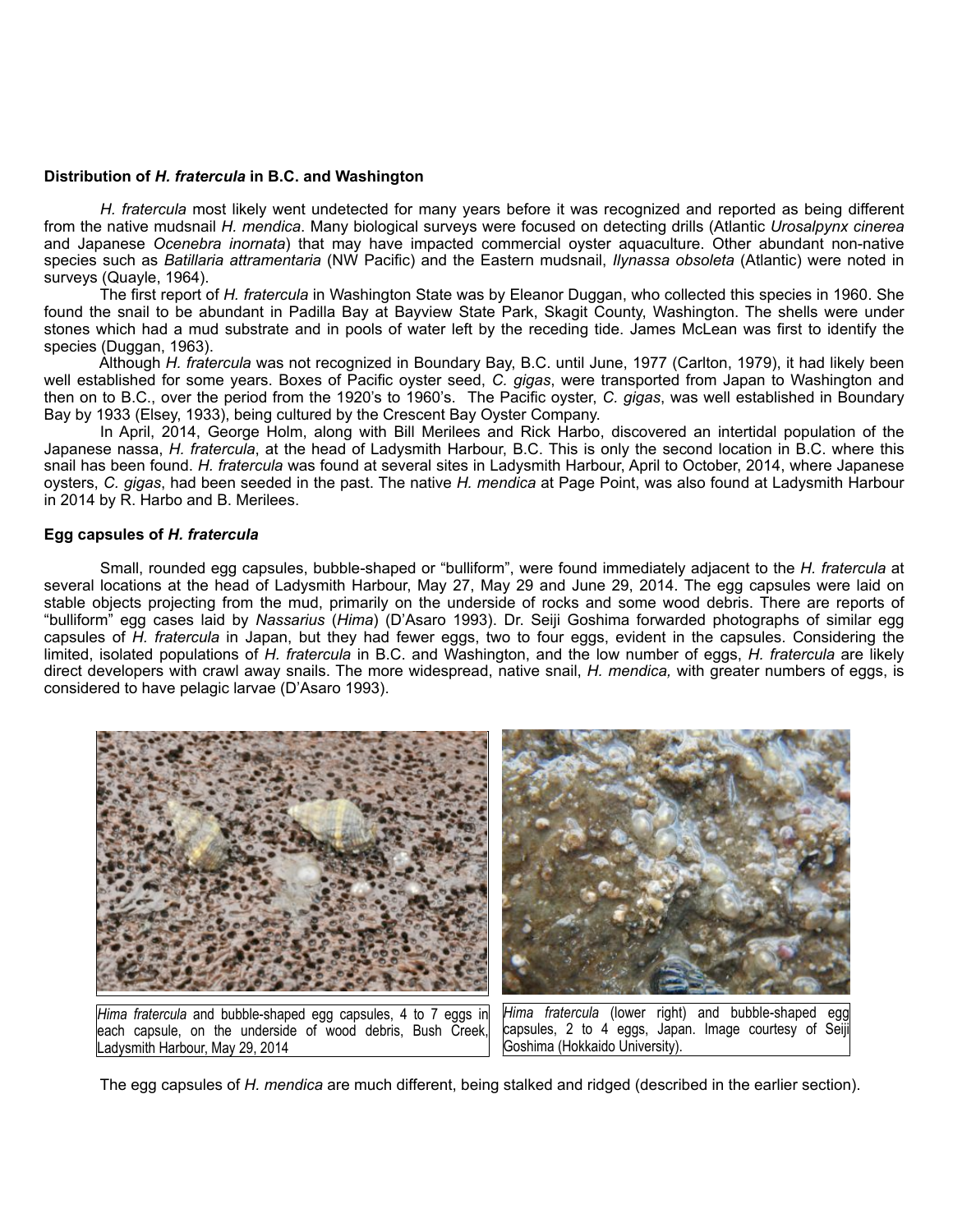**Distribution of *H. fratercula* in B.C. and Washington**

*H. fratercula* most likely went undetected for many years before it was recognized and reported as being different from the native mudsnail *H. mendica*. Many biological surveys were focused on detecting drills (Atlantic *Urosalpynx cinerea* and Japanese *Ocenebra inornata*) that may have impacted commercial oyster aquaculture. Other abundant non-native species such as *Batillaria attramentaria* (NW Pacific) and the Eastern mudsnail, *Ilynassa obsoleta* (Atlantic) were noted in surveys (Quayle, 1964).

The first report of *H. fratercula* in Washington State was by Eleanor Duggan, who collected this species in 1960. She found the snail to be abundant in Padilla Bay at Bayview State Park, Skagit County, Washington. The shells were under stones which had a mud substrate and in pools of water left by the receding tide. James McLean was first to identify the species (Duggan, 1963).

Although *H. fratercula* was not recognized in Boundary Bay, B.C. until June, 1977 (Carlton, 1979), it had likely been well established for some years. Boxes of Pacific oyster seed, *C. gigas*, were transported from Japan to Washington and then on to B.C., over the period from the 1920's to 1960's. The Pacific oyster, *C. gigas*, was well established in Boundary Bay by 1933 (Elsey, 1933), being cultured by the Crescent Bay Oyster Company.

In April, 2014, George Holm, along with Bill Merilees and Rick Harbo, discovered an intertidal population of the Japanese nassa, *H. fratercula*, at the head of Ladysmith Harbour, B.C. This is only the second location in B.C. where this snail has been found. *H. fratercula* was found at several sites in Ladysmith Harbour, April to October, 2014, where Japanese oysters, *C. gigas*, had been seeded in the past. The native *H. mendica* at Page Point, was also found at Ladysmith Harbour in 2014 by R. Harbo and B. Merilees.

**Egg capsules of *H. fratercula***

Small, rounded egg capsules, bubble-shaped or "bulliform", were found immediately adjacent to the *H. fratercula* at several locations at the head of Ladysmith Harbour, May 27, May 29 and June 29, 2014. The egg capsules were laid on stable objects projecting from the mud, primarily on the underside of rocks and some wood debris. There are reports of "bulliform" egg cases laid by *Nassarius* (*Hima*) (D'Asaro 1993). Dr. Seiji Goshima forwarded photographs of similar egg capsules of *H. fratercula* in Japan, but they had fewer eggs, two to four eggs, evident in the capsules. Considering the limited, isolated populations of *H. fratercula* in B.C. and Washington, and the low number of eggs, *H. fratercula* are likely direct developers with crawl away snails. The more widespread, native snail, *H. mendica,* with greater numbers of eggs, is considered to have pelagic larvae (D'Asaro 1993).

*Hima fratercula* and bubble-shaped egg capsules, 4 to 7 eggs in each capsule, on the underside of wood debris, Bush Creek, Ladysmith Harbour, May 29, 2014

*Hima fratercula* (lower right) and bubble-shaped egg capsules, 2 to 4 eggs, Japan. Image courtesy of Seiji Goshima (Hokkaido University).

The egg capsules of *H. mendica* are much different, being stalked and ridged (described in the earlier section).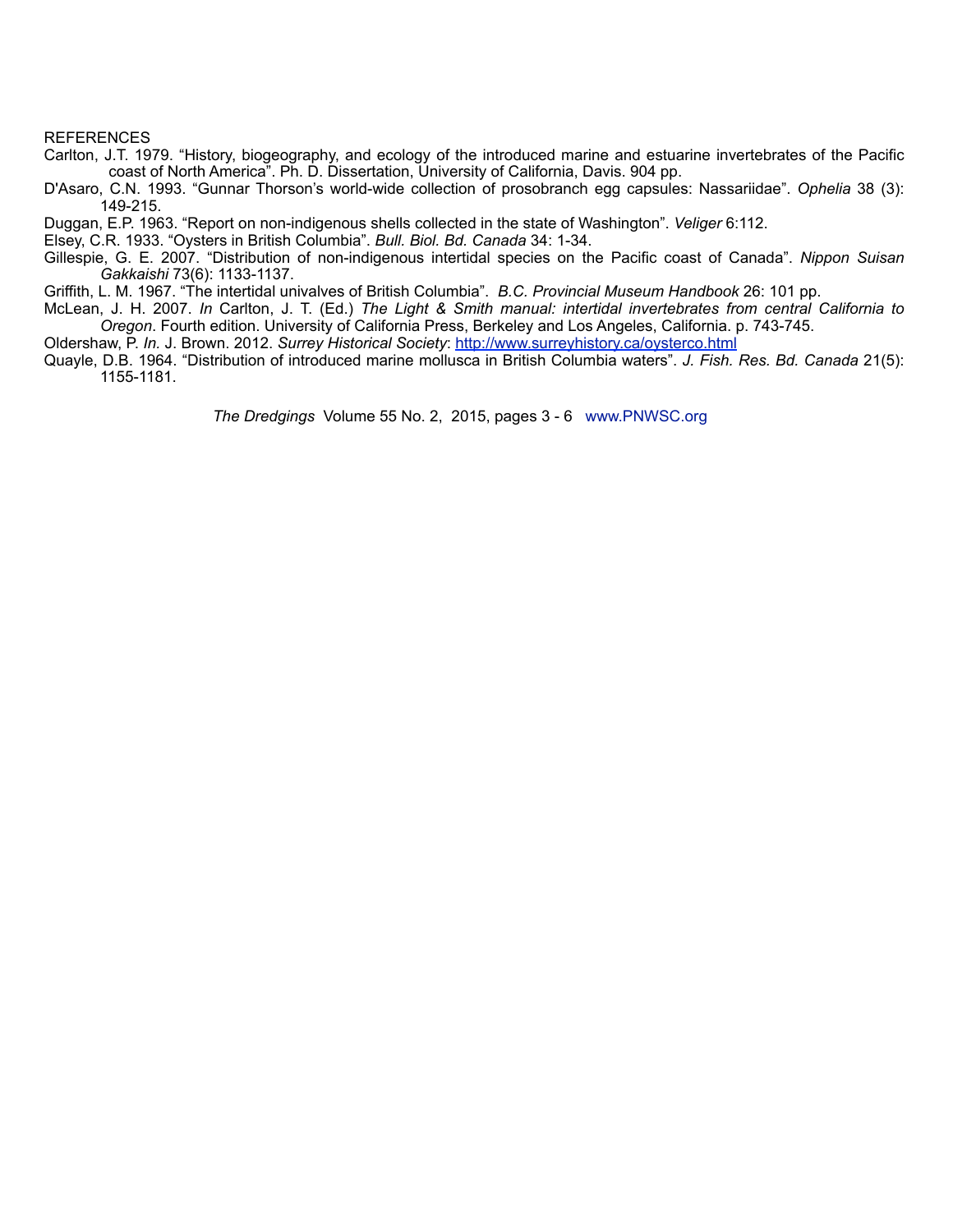REFERENCES

Carlton, J.T. 1979. “History, biogeography, and ecology of the introduced marine and estuarine invertebrates of the Pacific coast of North America”. Ph. D. Dissertation, University of California, Davis. 904 pp.

D'Asaro, C.N. 1993. “Gunnar Thorson’s world-wide collection of prosobranch egg capsules: Nassariidae”. *Ophelia* 38 (3): 149-215.

Duggan, E.P. 1963. “Report on non-indigenous shells collected in the state of Washington”. *Veliger* 6:112.

Elsey, C.R. 1933. “Oysters in British Columbia”. *Bull. Biol. Bd. Canada* 34: 1-34.

Gillespie, G. E. 2007. “Distribution of non-indigenous intertidal species on the Pacific coast of Canada”. *Nippon Suisan Gakkaishi* 73(6): 1133-1137.

Griffith, L. M. 1967. “The intertidal univalves of British Columbia”. *B.C. Provincial Museum Handbook* 26: 101 pp.

McLean, J. H. 2007. *In* Carlton, J. T. (Ed.) *The Light & Smith manual: intertidal invertebrates from central California to Oregon*. Fourth edition. University of California Press, Berkeley and Los Angeles, California. p. 743-745.

Oldershaw, P. *In.* J. Brown. 2012. *Surrey Historical Society*: http://www.surreyhistory.ca/oysterco.html

Quayle, D.B. 1964. “Distribution of introduced marine mollusca in British Columbia waters”. *J. Fish. Res. Bd. Canada* 21(5): 1155-1181.

*The Dredgings* Volume 55 No. 2, 2015, pages 3 - 6 www.PNWSC.org